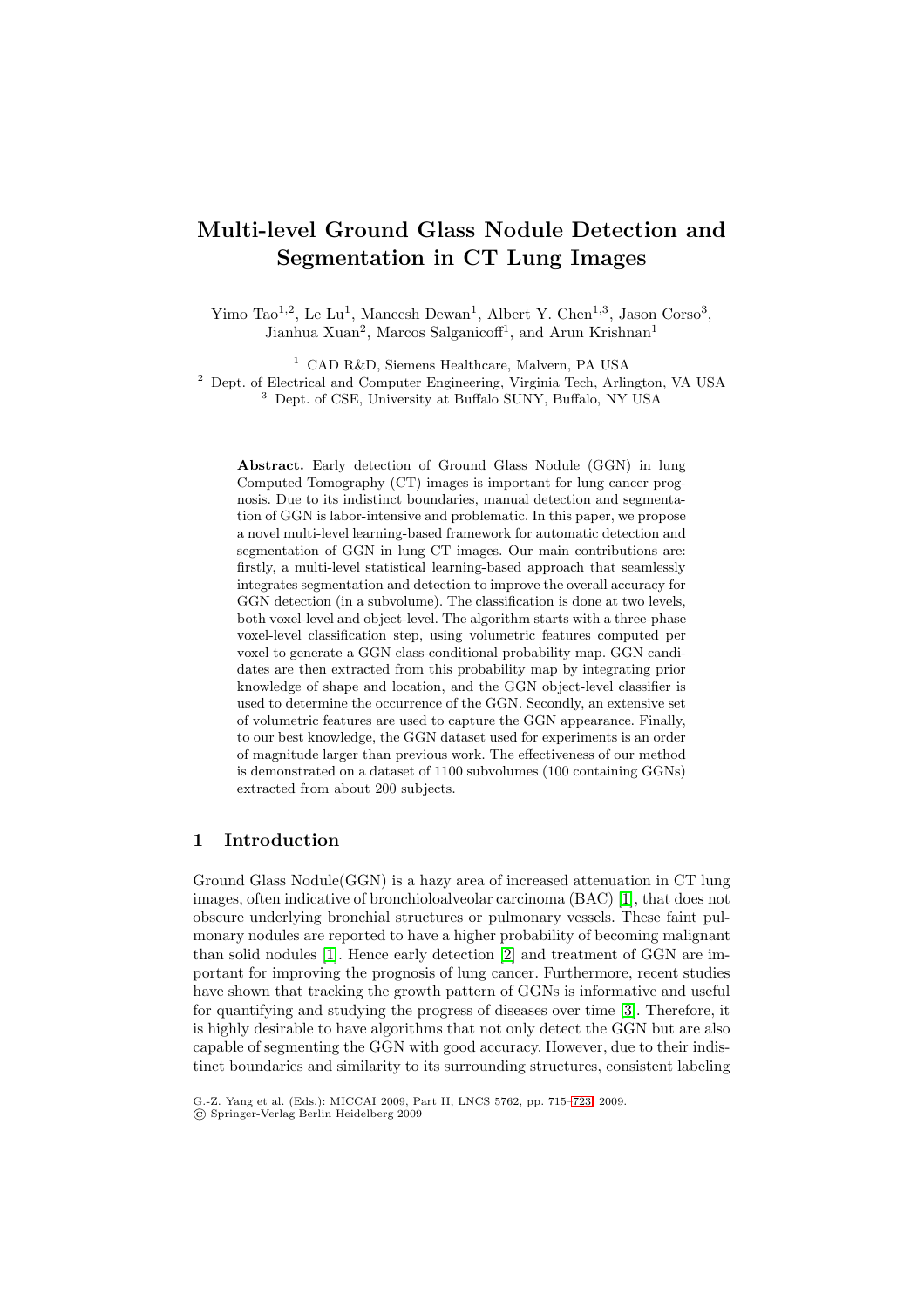# Multi-level Ground Glass Nodule Detection and Segmentation in CT Lung Images

Yimo Tao[1,2], Le Lu[1], Maneesh Dewan[1], Albert Y. Chen[1,3], Jason Corso[3], Jianhua Xuan[2], Marcos Salganicoff[1], and Arun Krishnan[1]

[1] CAD R&D, Siemens Healthcare, Malvern, PA USA
[2] Dept. of Electrical and Computer Engineering, Virginia Tech, Arlington, VA USA
[3] Dept. of CSE, University at Buffalo SUNY, Buffalo, NY USA

**Abstract.** Early detection of Ground Glass Nodule (GGN) in lung Computed Tomography (CT) images is important for lung cancer prognosis. Due to its indistinct boundaries, manual detection and segmentation of GGN is labor-intensive and problematic. In this paper, we propose a novel multi-level learning-based framework for automatic detection and segmentation of GGN in lung CT images. Our main contributions are: firstly, a multi-level statistical learning-based approach that seamlessly integrates segmentation and detection to improve the overall accuracy for GGN detection (in a subvolume). The classification is done at two levels, both voxel-level and object-level. The algorithm starts with a three-phase voxel-level classification step, using volumetric features computed per voxel to generate a GGN class-conditional probability map. GGN candidates are then extracted from this probability map by integrating prior knowledge of shape and location, and the GGN object-level classifier is used to determine the occurrence of the GGN. Secondly, an extensive set of volumetric features are used to capture the GGN appearance. Finally, to our best knowledge, the GGN dataset used for experiments is an order of magnitude larger than previous work. The effectiveness of our method is demonstrated on a dataset of 1100 subvolumes (100 containing GGNs) extracted from about 200 subjects.

## 1 Introduction

Ground Glass Nodule(GGN) is a hazy area of increased attenuation in CT lung images, often indicative of bronchioloalveolar carcinoma (BAC) [1], that does not obscure underlying bronchial structures or pulmonary vessels. These faint pulmonary nodules are reported to have a higher probability of becoming malignant than solid nodules [1]. Hence early detection [2] and treatment of GGN are important for improving the prognosis of lung cancer. Furthermore, recent studies have shown that tracking the growth pattern of GGNs is informative and useful for quantifying and studying the progress of diseases over time [3]. Therefore, it is highly desirable to have algorithms that not only detect the GGN but are also capable of segmenting the GGN with good accuracy. However, due to their indistinct boundaries and similarity to its surrounding structures, consistent labeling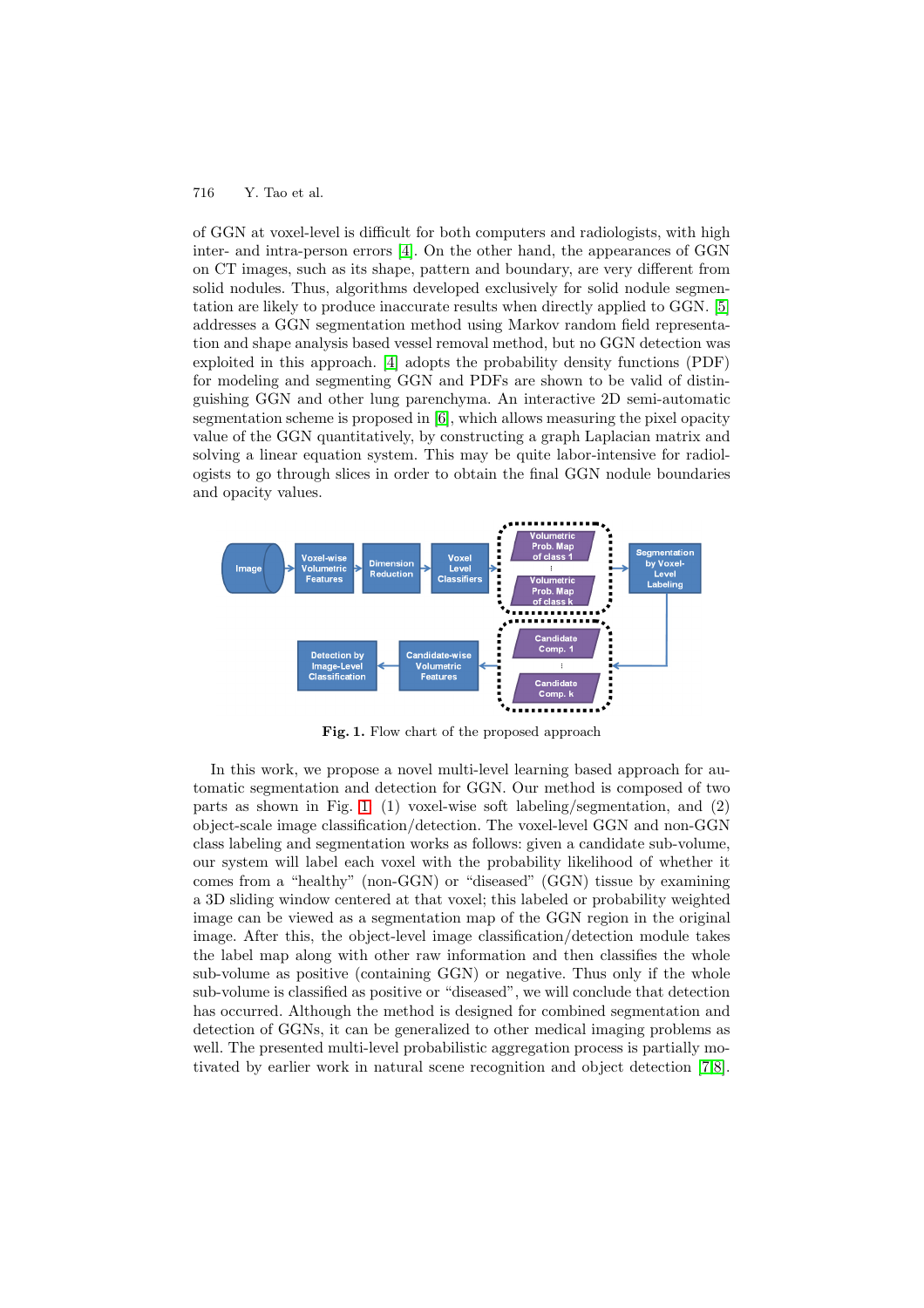of GGN at voxel-level is difficult for both computers and radiologists, with high inter- and intra-person errors [4]. On the other hand, the appearances of GGN on CT images, such as its shape, pattern and boundary, are very different from solid nodules. Thus, algorithms developed exclusively for solid nodule segmentation are likely to produce inaccurate results when directly applied to GGN. [5] addresses a GGN segmentation method using Markov random field representation and shape analysis based vessel removal method, but no GGN detection was exploited in this approach. [4] adopts the probability density functions (PDF) for modeling and segmenting GGN and PDFs are shown to be valid of distinguishing GGN and other lung parenchyma. An interactive 2D semi-automatic segmentation scheme is proposed in [6], which allows measuring the pixel opacity value of the GGN quantitatively, by constructing a graph Laplacian matrix and solving a linear equation system. This may be quite labor-intensive for radiologists to go through slices in order to obtain the final GGN nodule boundaries and opacity values.

**Fig. 1.** Flow chart of the proposed approach

In this work, we propose a novel multi-level learning based approach for automatic segmentation and detection for GGN. Our method is composed of two parts as shown in Fig. 1 (1) voxel-wise soft labeling/segmentation, and (2) object-scale image classification/detection. The voxel-level GGN and non-GGN class labeling and segmentation works as follows: given a candidate sub-volume, our system will label each voxel with the probability likelihood of whether it comes from a "healthy" (non-GGN) or "diseased" (GGN) tissue by examining a 3D sliding window centered at that voxel; this labeled or probability weighted image can be viewed as a segmentation map of the GGN region in the original image. After this, the object-level image classification/detection module takes the label map along with other raw information and then classifies the whole sub-volume as positive (containing GGN) or negative. Thus only if the whole sub-volume is classified as positive or "diseased", we will conclude that detection has occurred. Although the method is designed for combined segmentation and detection of GGNs, it can be generalized to other medical imaging problems as well. The presented multi-level probabilistic aggregation process is partially motivated by earlier work in natural scene recognition and object detection [7,8].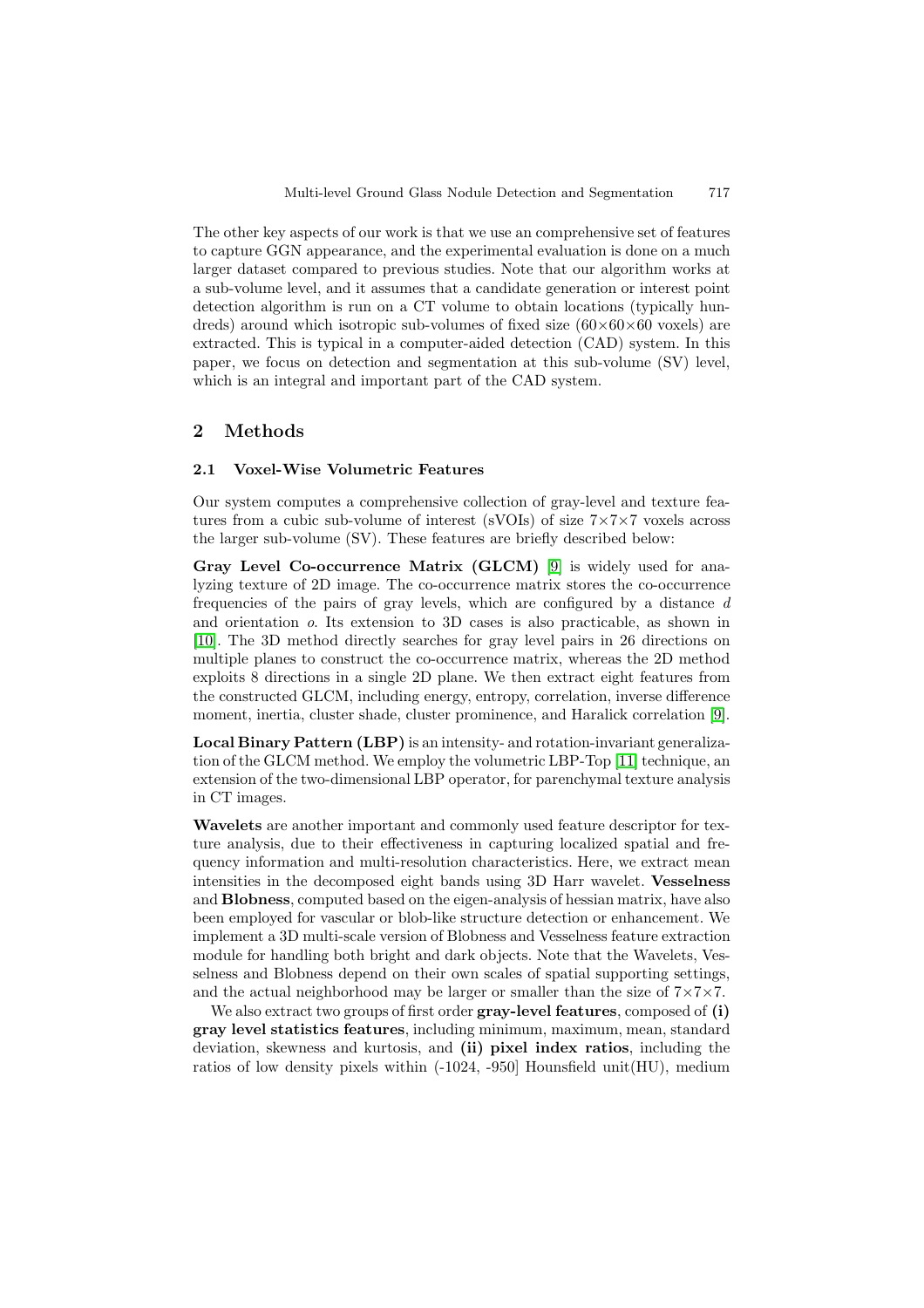The other key aspects of our work is that we use an comprehensive set of features to capture GGN appearance, and the experimental evaluation is done on a much larger dataset compared to previous studies. Note that our algorithm works at a sub-volume level, and it assumes that a candidate generation or interest point detection algorithm is run on a CT volume to obtain locations (typically hundreds) around which isotropic sub-volumes of fixed size (60×60×60 voxels) are extracted. This is typical in a computer-aided detection (CAD) system. In this paper, we focus on detection and segmentation at this sub-volume (SV) level, which is an integral and important part of the CAD system.

## 2 Methods

### 2.1 Voxel-Wise Volumetric Features

Our system computes a comprehensive collection of gray-level and texture features from a cubic sub-volume of interest (sVOIs) of size 7×7×7 voxels across the larger sub-volume (SV). These features are briefly described below:

**Gray Level Co-occurrence Matrix (GLCM)** [9] is widely used for analyzing texture of 2D image. The co-occurrence matrix stores the co-occurrence frequencies of the pairs of gray levels, which are configured by a distance $d$ and orientation $o$. Its extension to 3D cases is also practicable, as shown in [10]. The 3D method directly searches for gray level pairs in 26 directions on multiple planes to construct the co-occurrence matrix, whereas the 2D method exploits 8 directions in a single 2D plane. We then extract eight features from the constructed GLCM, including energy, entropy, correlation, inverse difference moment, inertia, cluster shade, cluster prominence, and Haralick correlation [9].

**Local Binary Pattern (LBP)** is an intensity- and rotation-invariant generalization of the GLCM method. We employ the volumetric LBP-Top [11] technique, an extension of the two-dimensional LBP operator, for parenchymal texture analysis in CT images.

**Wavelets** are another important and commonly used feature descriptor for texture analysis, due to their effectiveness in capturing localized spatial and frequency information and multi-resolution characteristics. Here, we extract mean intensities in the decomposed eight bands using 3D Harr wavelet. **Vesselness** and **Blobness**, computed based on the eigen-analysis of hessian matrix, have also been employed for vascular or blob-like structure detection or enhancement. We implement a 3D multi-scale version of Blobness and Vesselness feature extraction module for handling both bright and dark objects. Note that the Wavelets, Vesselness and Blobness depend on their own scales of spatial supporting settings, and the actual neighborhood may be larger or smaller than the size of 7×7×7.

We also extract two groups of first order **gray-level features**, composed of **(i) gray level statistics features**, including minimum, maximum, mean, standard deviation, skewness and kurtosis, and **(ii) pixel index ratios**, including the ratios of low density pixels within (-1024, -950] Hounsfield unit(HU), medium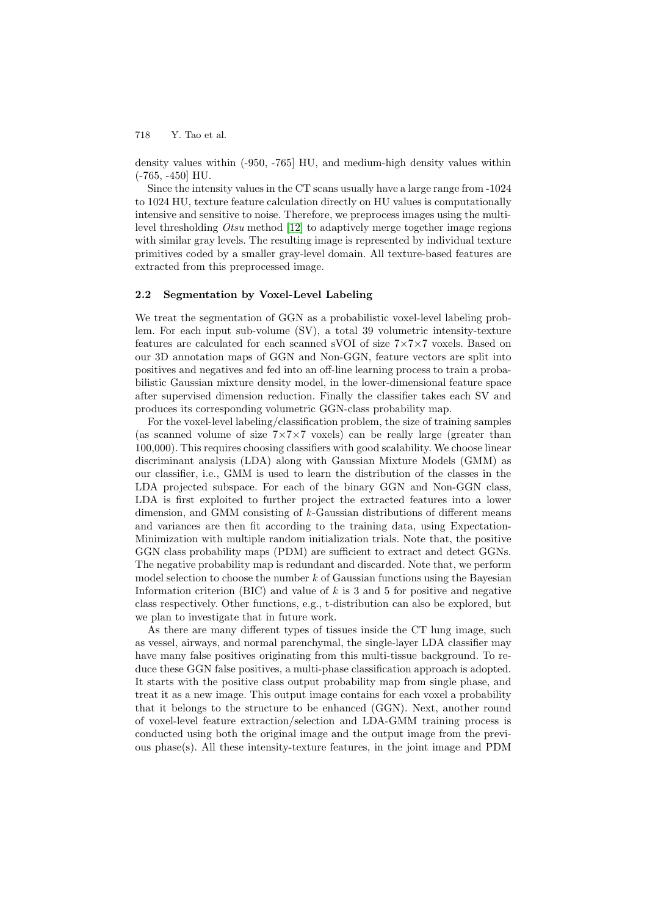density values within (-950, -765] HU, and medium-high density values within (-765, -450] HU.

Since the intensity values in the CT scans usually have a large range from -1024 to 1024 HU, texture feature calculation directly on HU values is computationally intensive and sensitive to noise. Therefore, we preprocess images using the multi-level thresholding *Otsu* method [12] to adaptively merge together image regions with similar gray levels. The resulting image is represented by individual texture primitives coded by a smaller gray-level domain. All texture-based features are extracted from this preprocessed image.

### 2.2 Segmentation by Voxel-Level Labeling

We treat the segmentation of GGN as a probabilistic voxel-level labeling problem. For each input sub-volume (SV), a total 39 volumetric intensity-texture features are calculated for each scanned sVOI of size $7 \times 7 \times 7$ voxels. Based on our 3D annotation maps of GGN and Non-GGN, feature vectors are split into positives and negatives and fed into an off-line learning process to train a probabilistic Gaussian mixture density model, in the lower-dimensional feature space after supervised dimension reduction. Finally the classifier takes each SV and produces its corresponding volumetric GGN-class probability map.

For the voxel-level labeling/classification problem, the size of training samples (as scanned volume of size $7 \times 7 \times 7$ voxels) can be really large (greater than 100,000). This requires choosing classifiers with good scalability. We choose linear discriminant analysis (LDA) along with Gaussian Mixture Models (GMM) as our classifier, i.e., GMM is used to learn the distribution of the classes in the LDA projected subspace. For each of the binary GGN and Non-GGN class, LDA is first exploited to further project the extracted features into a lower dimension, and GMM consisting of $k$-Gaussian distributions of different means and variances are then fit according to the training data, using Expectation-Minimization with multiple random initialization trials. Note that, the positive GGN class probability maps (PDM) are sufficient to extract and detect GGNs. The negative probability map is redundant and discarded. Note that, we perform model selection to choose the number $k$ of Gaussian functions using the Bayesian Information criterion (BIC) and value of $k$ is 3 and 5 for positive and negative class respectively. Other functions, e.g., t-distribution can also be explored, but we plan to investigate that in future work.

As there are many different types of tissues inside the CT lung image, such as vessel, airways, and normal parenchymal, the single-layer LDA classifier may have many false positives originating from this multi-tissue background. To reduce these GGN false positives, a multi-phase classification approach is adopted. It starts with the positive class output probability map from single phase, and treat it as a new image. This output image contains for each voxel a probability that it belongs to the structure to be enhanced (GGN). Next, another round of voxel-level feature extraction/selection and LDA-GMM training process is conducted using both the original image and the output image from the previous phase(s). All these intensity-texture features, in the joint image and PDM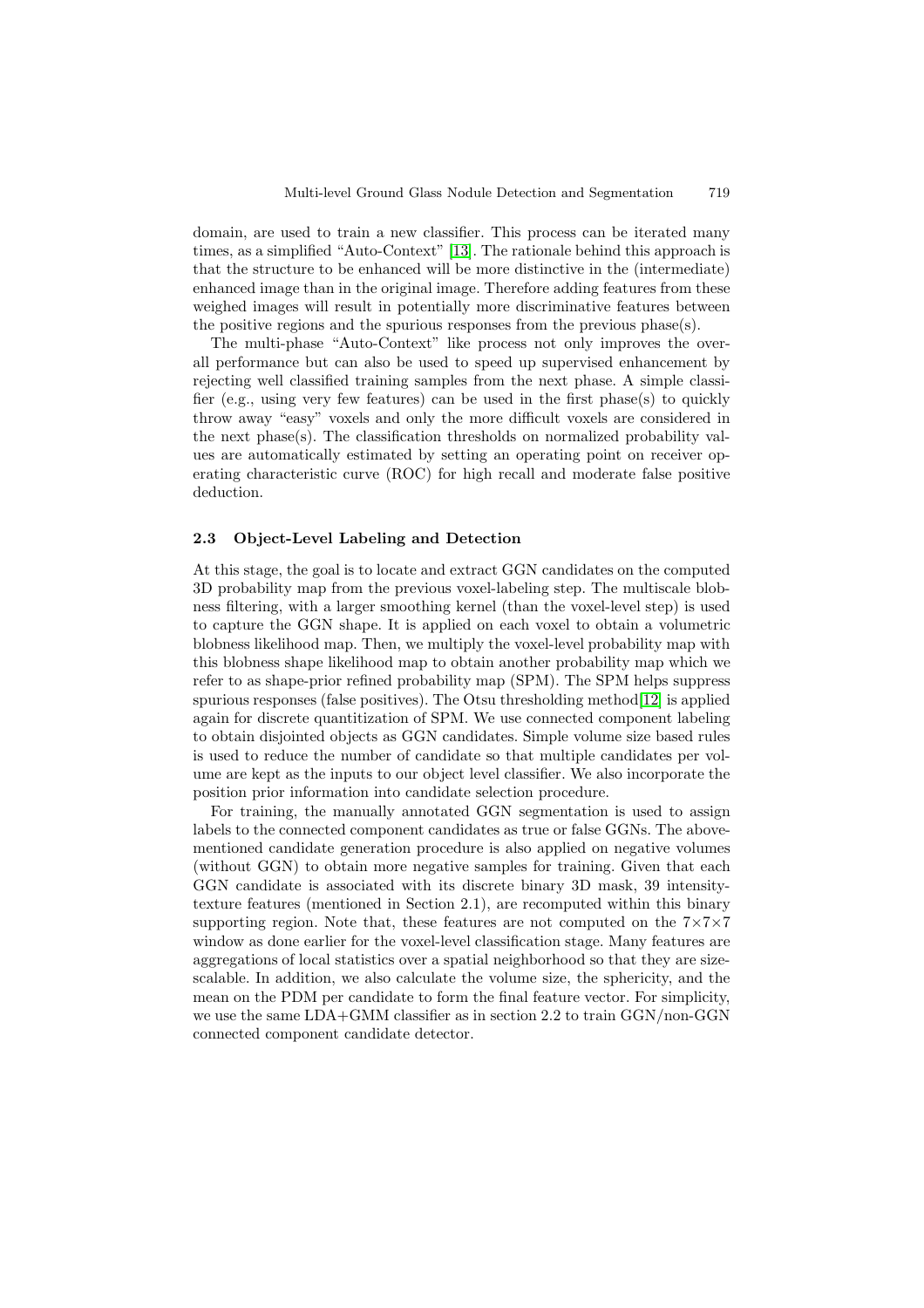domain, are used to train a new classifier. This process can be iterated many times, as a simplified "Auto-Context" [13]. The rationale behind this approach is that the structure to be enhanced will be more distinctive in the (intermediate) enhanced image than in the original image. Therefore adding features from these weighed images will result in potentially more discriminative features between the positive regions and the spurious responses from the previous phase(s).

The multi-phase "Auto-Context" like process not only improves the overall performance but can also be used to speed up supervised enhancement by rejecting well classified training samples from the next phase. A simple classifier (e.g., using very few features) can be used in the first phase(s) to quickly throw away "easy" voxels and only the more difficult voxels are considered in the next phase(s). The classification thresholds on normalized probability values are automatically estimated by setting an operating point on receiver operating characteristic curve (ROC) for high recall and moderate false positive deduction.

### 2.3 Object-Level Labeling and Detection

At this stage, the goal is to locate and extract GGN candidates on the computed 3D probability map from the previous voxel-labeling step. The multiscale blobness filtering, with a larger smoothing kernel (than the voxel-level step) is used to capture the GGN shape. It is applied on each voxel to obtain a volumetric blobness likelihood map. Then, we multiply the voxel-level probability map with this blobness shape likelihood map to obtain another probability map which we refer to as shape-prior refined probability map (SPM). The SPM helps suppress spurious responses (false positives). The Otsu thresholding method[12] is applied again for discrete quantitization of SPM. We use connected component labeling to obtain disjointed objects as GGN candidates. Simple volume size based rules is used to reduce the number of candidate so that multiple candidates per volume are kept as the inputs to our object level classifier. We also incorporate the position prior information into candidate selection procedure.

For training, the manually annotated GGN segmentation is used to assign labels to the connected component candidates as true or false GGNs. The above-mentioned candidate generation procedure is also applied on negative volumes (without GGN) to obtain more negative samples for training. Given that each GGN candidate is associated with its discrete binary 3D mask, 39 intensity-texture features (mentioned in Section 2.1), are recomputed within this binary supporting region. Note that, these features are not computed on the $7 \times 7 \times 7$ window as done earlier for the voxel-level classification stage. Many features are aggregations of local statistics over a spatial neighborhood so that they are size-scalable. In addition, we also calculate the volume size, the sphericity, and the mean on the PDM per candidate to form the final feature vector. For simplicity, we use the same LDA+GMM classifier as in section 2.2 to train GGN/non-GGN connected component candidate detector.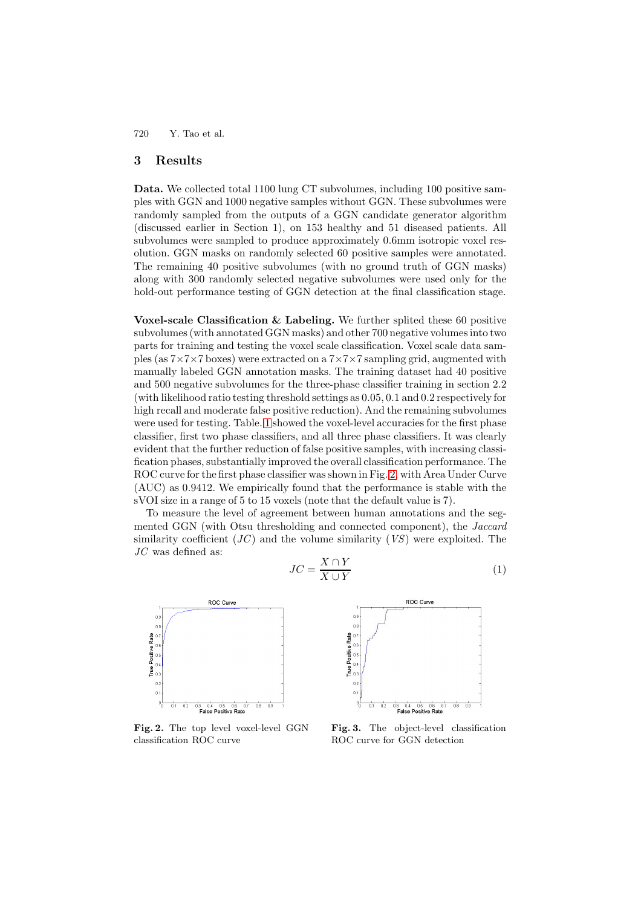## 3 Results

**Data.** We collected total 1100 lung CT subvolumes, including 100 positive samples with GGN and 1000 negative samples without GGN. These subvolumes were randomly sampled from the outputs of a GGN candidate generator algorithm (discussed earlier in Section 1), on 153 healthy and 51 diseased patients. All subvolumes were sampled to produce approximately 0.6mm isotropic voxel resolution. GGN masks on randomly selected 60 positive samples were annotated. The remaining 40 positive subvolumes (with no ground truth of GGN masks) along with 300 randomly selected negative subvolumes were used only for the hold-out performance testing of GGN detection at the final classification stage.

**Voxel-scale Classification & Labeling.** We further splited these 60 positive subvolumes (with annotated GGN masks) and other 700 negative volumes into two parts for training and testing the voxel scale classification. Voxel scale data samples (as $7{\times}7{\times}7$ boxes) were extracted on a $7{\times}7{\times}7$ sampling grid, augmented with manually labeled GGN annotation masks. The training dataset had 40 positive and 500 negative subvolumes for the three-phase classifier training in section 2.2 (with likelihood ratio testing threshold settings as 0.05, 0.1 and 0.2 respectively for high recall and moderate false positive reduction). And the remaining subvolumes were used for testing. Table. 1 showed the voxel-level accuracies for the first phase classifier, first two phase classifiers, and all three phase classifiers. It was clearly evident that the further reduction of false positive samples, with increasing classification phases, substantially improved the overall classification performance. The ROC curve for the first phase classifier was shown in Fig. 2, with Area Under Curve (AUC) as 0.9412. We empirically found that the performance is stable with the sVOI size in a range of 5 to 15 voxels (note that the default value is 7).

To measure the level of agreement between human annotations and the segmented GGN (with Otsu thresholding and connected component), the *Jaccard* similarity coefficient ($JC$) and the volume similarity ($VS$) were exploited. The $JC$ was defined as:

$$JC = \frac{X \cap Y}{X \cup Y} \tag{1}$$

**Fig. 2.** The top level voxel-level GGN classification ROC curve

**Fig. 3.** The object-level classification ROC curve for GGN detection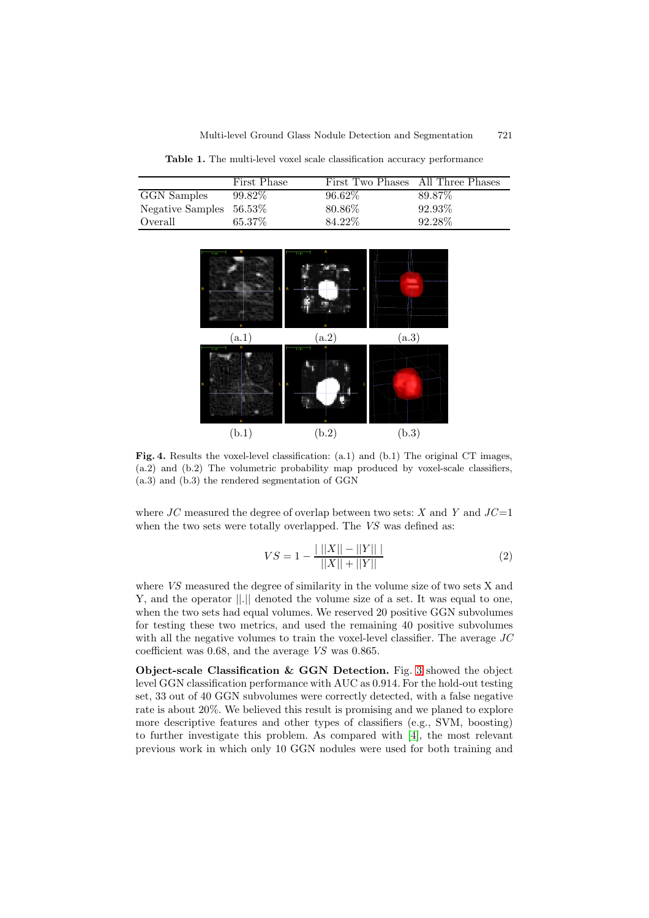**Table 1.** The multi-level voxel scale classification accuracy performance

| | First Phase | First Two Phases | All Three Phases |
|---|---|---|---|
| GGN Samples | 99.82% | 96.62% | 89.87% |
| Negative Samples | 56.53% | 80.86% | 92.93% |
| Overall | 65.37% | 84.22% | 92.28% |

**Fig. 4.** Results the voxel-level classification: (a.1) and (b.1) The original CT images, (a.2) and (b.2) The volumetric probability map produced by voxel-scale classifiers, (a.3) and (b.3) the rendered segmentation of GGN

where $JC$ measured the degree of overlap between two sets: $X$ and $Y$ and $JC$=1 when the two sets were totally overlapped. The $VS$ was defined as:

$$VS = 1 - \frac{|\,||X|| - ||Y||\,|}{||X|| + ||Y||} \tag{2}$$

where $VS$ measured the degree of similarity in the volume size of two sets X and Y, and the operator $||.||$ denoted the volume size of a set. It was equal to one, when the two sets had equal volumes. We reserved 20 positive GGN subvolumes for testing these two metrics, and used the remaining 40 positive subvolumes with all the negative volumes to train the voxel-level classifier. The average $JC$ coefficient was 0.68, and the average $VS$ was 0.865.

**Object-scale Classification & GGN Detection.** Fig. 3 showed the object level GGN classification performance with AUC as 0.914. For the hold-out testing set, 33 out of 40 GGN subvolumes were correctly detected, with a false negative rate is about 20%. We believed this result is promising and we planed to explore more descriptive features and other types of classifiers (e.g., SVM, boosting) to further investigate this problem. As compared with [4], the most relevant previous work in which only 10 GGN nodules were used for both training and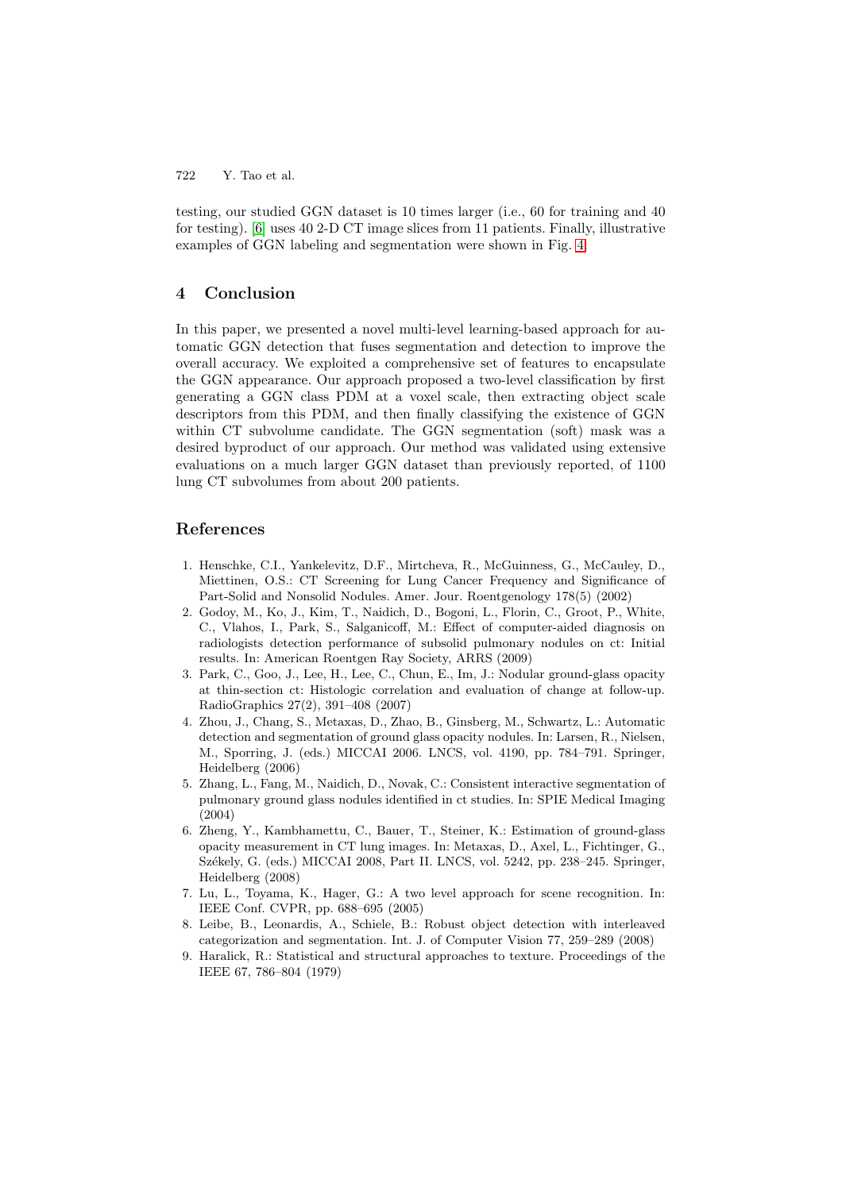testing, our studied GGN dataset is 10 times larger (i.e., 60 for training and 40 for testing). [6] uses 40 2-D CT image slices from 11 patients. Finally, illustrative examples of GGN labeling and segmentation were shown in Fig. 4.

## 4 Conclusion

In this paper, we presented a novel multi-level learning-based approach for automatic GGN detection that fuses segmentation and detection to improve the overall accuracy. We exploited a comprehensive set of features to encapsulate the GGN appearance. Our approach proposed a two-level classification by first generating a GGN class PDM at a voxel scale, then extracting object scale descriptors from this PDM, and then finally classifying the existence of GGN within CT subvolume candidate. The GGN segmentation (soft) mask was a desired byproduct of our approach. Our method was validated using extensive evaluations on a much larger GGN dataset than previously reported, of 1100 lung CT subvolumes from about 200 patients.

## References

1. Henschke, C.I., Yankelevitz, D.F., Mirtcheva, R., McGuinness, G., McCauley, D., Miettinen, O.S.: CT Screening for Lung Cancer Frequency and Significance of Part-Solid and Nonsolid Nodules. Amer. Jour. Roentgenology 178(5) (2002)
2. Godoy, M., Ko, J., Kim, T., Naidich, D., Bogoni, L., Florin, C., Groot, P., White, C., Vlahos, I., Park, S., Salganicoff, M.: Effect of computer-aided diagnosis on radiologists detection performance of subsolid pulmonary nodules on ct: Initial results. In: American Roentgen Ray Society, ARRS (2009)
3. Park, C., Goo, J., Lee, H., Lee, C., Chun, E., Im, J.: Nodular ground-glass opacity at thin-section ct: Histologic correlation and evaluation of change at follow-up. RadioGraphics 27(2), 391–408 (2007)
4. Zhou, J., Chang, S., Metaxas, D., Zhao, B., Ginsberg, M., Schwartz, L.: Automatic detection and segmentation of ground glass opacity nodules. In: Larsen, R., Nielsen, M., Sporring, J. (eds.) MICCAI 2006. LNCS, vol. 4190, pp. 784–791. Springer, Heidelberg (2006)
5. Zhang, L., Fang, M., Naidich, D., Novak, C.: Consistent interactive segmentation of pulmonary ground glass nodules identified in ct studies. In: SPIE Medical Imaging (2004)
6. Zheng, Y., Kambhamettu, C., Bauer, T., Steiner, K.: Estimation of ground-glass opacity measurement in CT lung images. In: Metaxas, D., Axel, L., Fichtinger, G., Székely, G. (eds.) MICCAI 2008, Part II. LNCS, vol. 5242, pp. 238–245. Springer, Heidelberg (2008)
7. Lu, L., Toyama, K., Hager, G.: A two level approach for scene recognition. In: IEEE Conf. CVPR, pp. 688–695 (2005)
8. Leibe, B., Leonardis, A., Schiele, B.: Robust object detection with interleaved categorization and segmentation. Int. J. of Computer Vision 77, 259–289 (2008)
9. Haralick, R.: Statistical and structural approaches to texture. Proceedings of the IEEE 67, 786–804 (1979)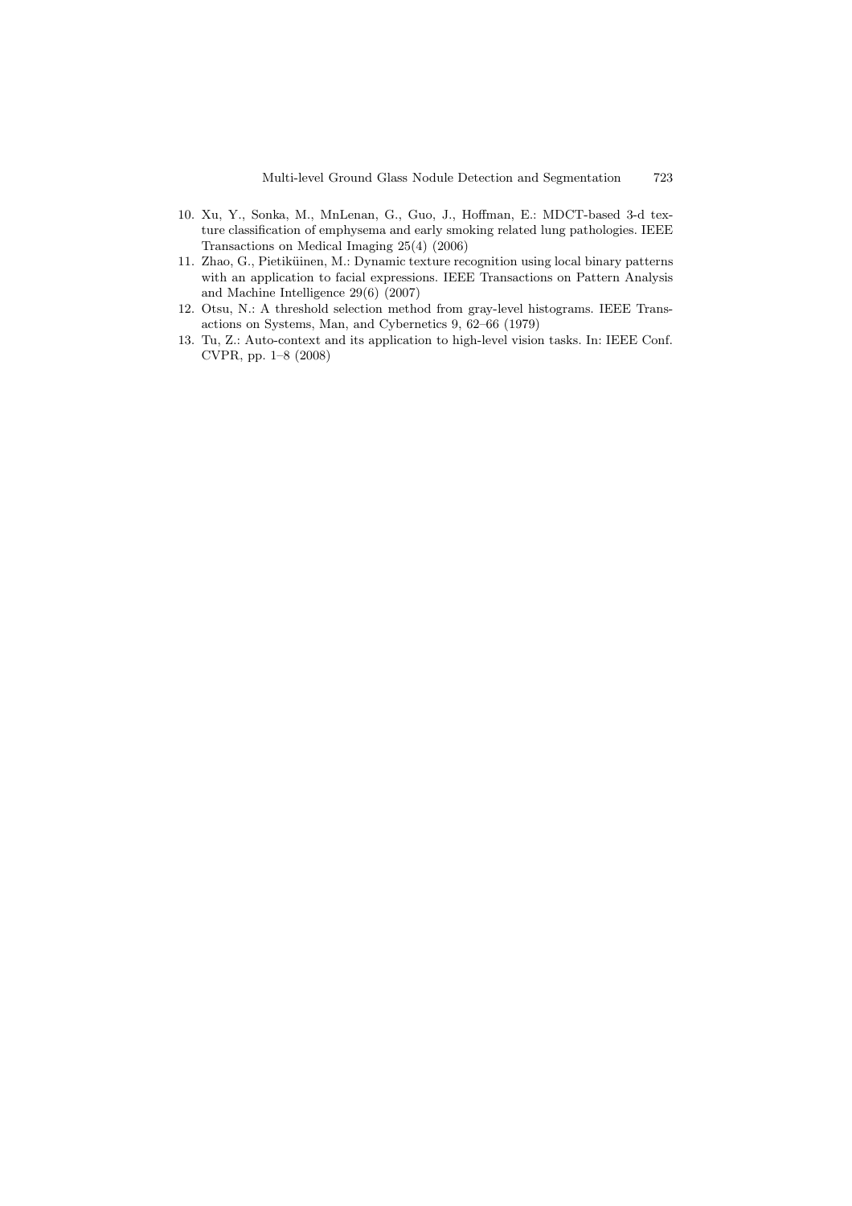10. Xu, Y., Sonka, M., MnLenan, G., Guo, J., Hoffman, E.: MDCT-based 3-d texture classification of emphysema and early smoking related lung pathologies. IEEE Transactions on Medical Imaging 25(4) (2006)
11. Zhao, G., Pietiküinen, M.: Dynamic texture recognition using local binary patterns with an application to facial expressions. IEEE Transactions on Pattern Analysis and Machine Intelligence 29(6) (2007)
12. Otsu, N.: A threshold selection method from gray-level histograms. IEEE Transactions on Systems, Man, and Cybernetics 9, 62–66 (1979)
13. Tu, Z.: Auto-context and its application to high-level vision tasks. In: IEEE Conf. CVPR, pp. 1–8 (2008)